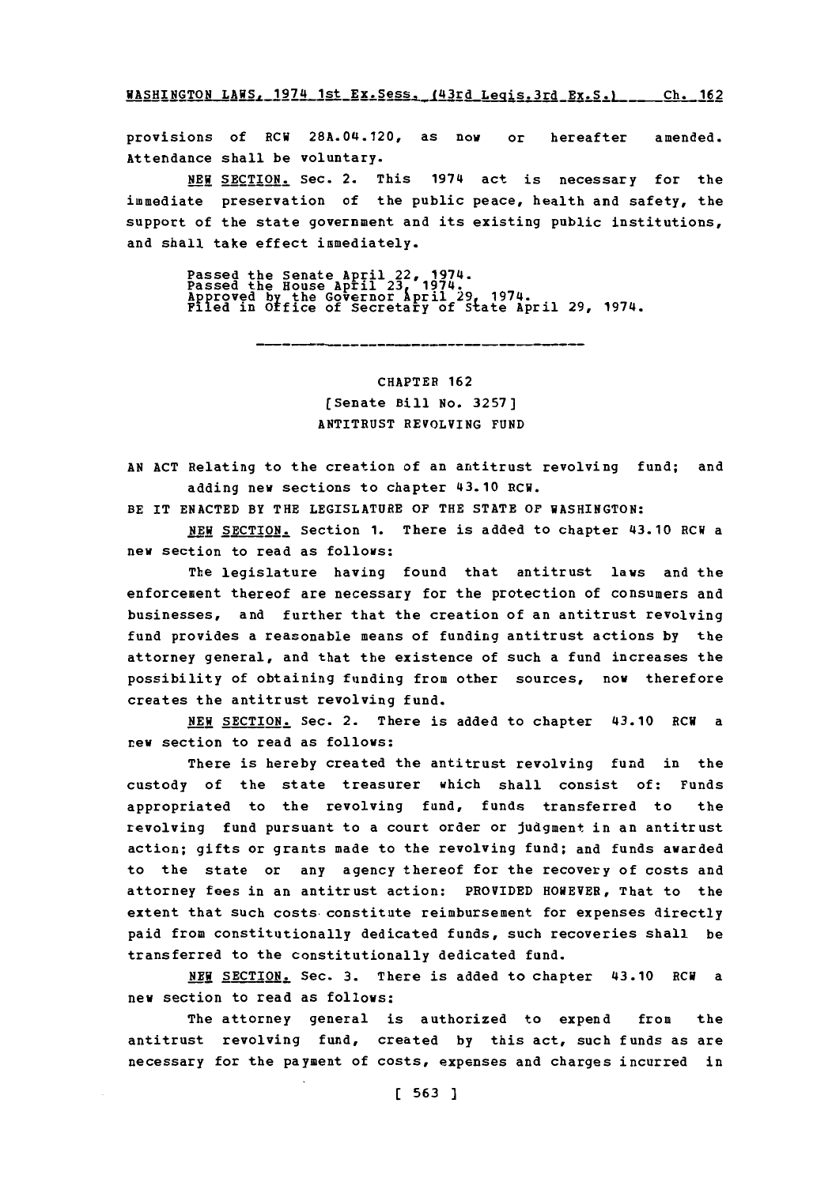provisions of RCW 28A.04.120, as now or hereafter amended. Attendance shall be voluntary.

NEW SECTION. Sec. 2. This 1974 act is necessary for the immediate preservation of the public peace, health and safety, the support of the state government and its existing public institutions, and shall take effect immediately.

Passed the Senate April 22, 1974.
Passed the House April 23, 1974.
Approved by the Governor April 29, 1974.
Filed in Office of Secretary of State April 29, 1974.

---

CHAPTER 162

[Senate Bill No. 3257]

ANTITRUST REVOLVING FUND

AN ACT Relating to the creation of an antitrust revolving fund; and adding new sections to chapter 43.10 RCW.

BE IT ENACTED BY THE LEGISLATURE OF THE STATE OF WASHINGTON:

NEW SECTION. Section 1. There is added to chapter 43.10 RCW a new section to read as follows:

The legislature having found that antitrust laws and the enforcement thereof are necessary for the protection of consumers and businesses, and further that the creation of an antitrust revolving fund provides a reasonable means of funding antitrust actions by the attorney general, and that the existence of such a fund increases the possibility of obtaining funding from other sources, now therefore creates the antitrust revolving fund.

NEW SECTION. Sec. 2. There is added to chapter 43.10 RCW a new section to read as follows:

There is hereby created the antitrust revolving fund in the custody of the state treasurer which shall consist of: Funds appropriated to the revolving fund, funds transferred to the revolving fund pursuant to a court order or judgment in an antitrust action; gifts or grants made to the revolving fund; and funds awarded to the state or any agency thereof for the recovery of costs and attorney fees in an antitrust action: PROVIDED HOWEVER, That to the extent that such costs constitute reimbursement for expenses directly paid from constitutionally dedicated funds, such recoveries shall be transferred to the constitutionally dedicated fund.

NEW SECTION. Sec. 3. There is added to chapter 43.10 RCW a new section to read as follows:

The attorney general is authorized to expend from the antitrust revolving fund, created by this act, such funds as are necessary for the payment of costs, expenses and charges incurred in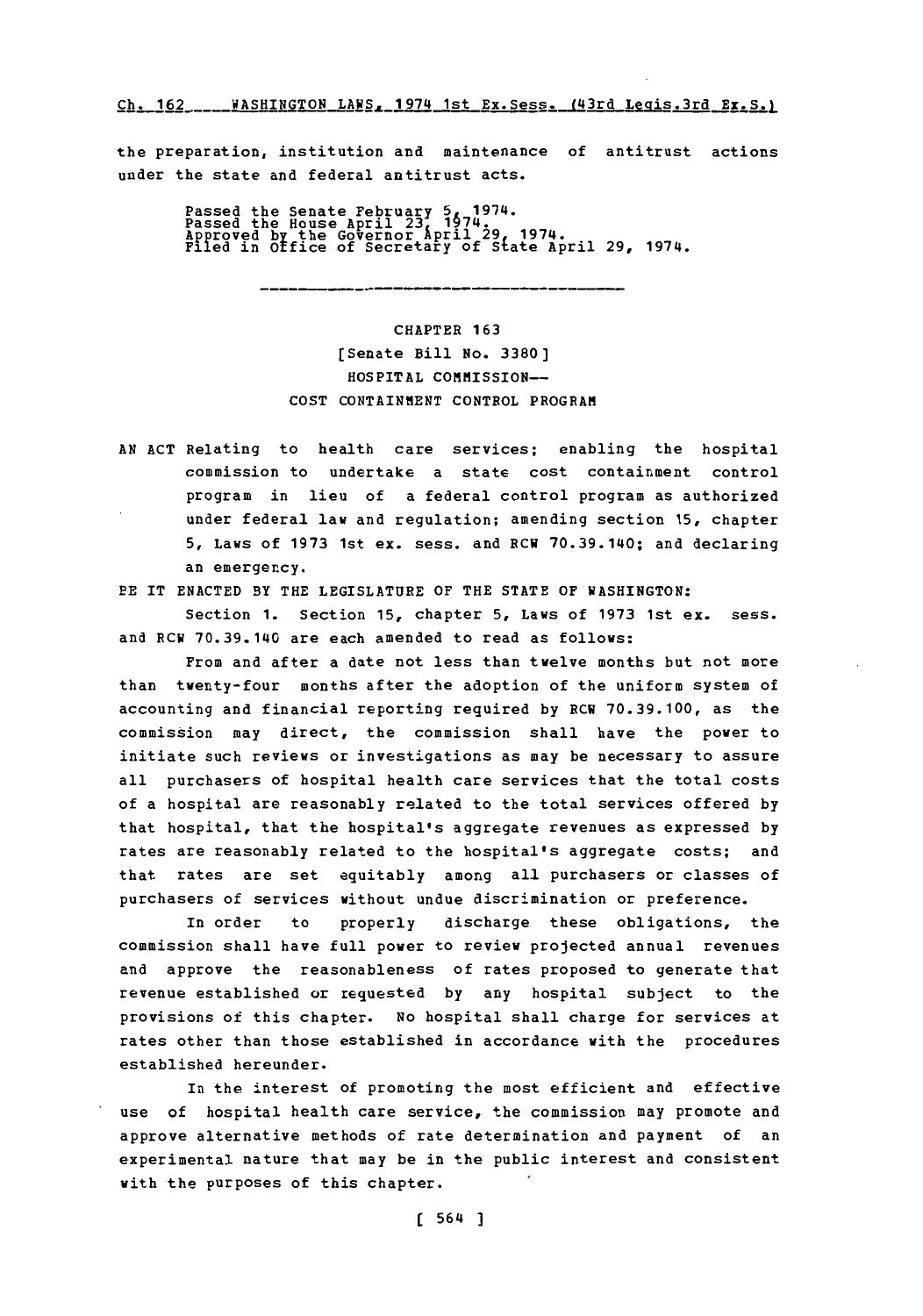the preparation, institution and maintenance of antitrust actions under the state and federal antitrust acts.

Passed the Senate February 5, 1974.
Passed the House April 23, 1974.
Approved by the Governor April 29, 1974.
Filed in Office of Secretary of State April 29, 1974.

---

CHAPTER 163

[Senate Bill No. 3380]

HOSPITAL COMMISSION--

COST CONTAINMENT CONTROL PROGRAM

AN ACT Relating to health care services; enabling the hospital commission to undertake a state cost containment control program in lieu of a federal control program as authorized under federal law and regulation; amending section 15, chapter 5, Laws of 1973 1st ex. sess. and RCW 70.39.140; and declaring an emergency.

BE IT ENACTED BY THE LEGISLATURE OF THE STATE OF WASHINGTON:

Section 1. Section 15, chapter 5, Laws of 1973 1st ex. sess. and RCW 70.39.140 are each amended to read as follows:

From and after a date not less than twelve months but not more than twenty-four months after the adoption of the uniform system of accounting and financial reporting required by RCW 70.39.100, as the commission may direct, the commission shall have the power to initiate such reviews or investigations as may be necessary to assure all purchasers of hospital health care services that the total costs of a hospital are reasonably related to the total services offered by that hospital, that the hospital's aggregate revenues as expressed by rates are reasonably related to the hospital's aggregate costs; and that rates are set equitably among all purchasers or classes of purchasers of services without undue discrimination or preference.

In order to properly discharge these obligations, the commission shall have full power to review projected annual revenues and approve the reasonableness of rates proposed to generate that revenue established or requested by any hospital subject to the provisions of this chapter. No hospital shall charge for services at rates other than those established in accordance with the procedures established hereunder.

In the interest of promoting the most efficient and effective use of hospital health care service, the commission may promote and approve alternative methods of rate determination and payment of an experimental nature that may be in the public interest and consistent with the purposes of this chapter.